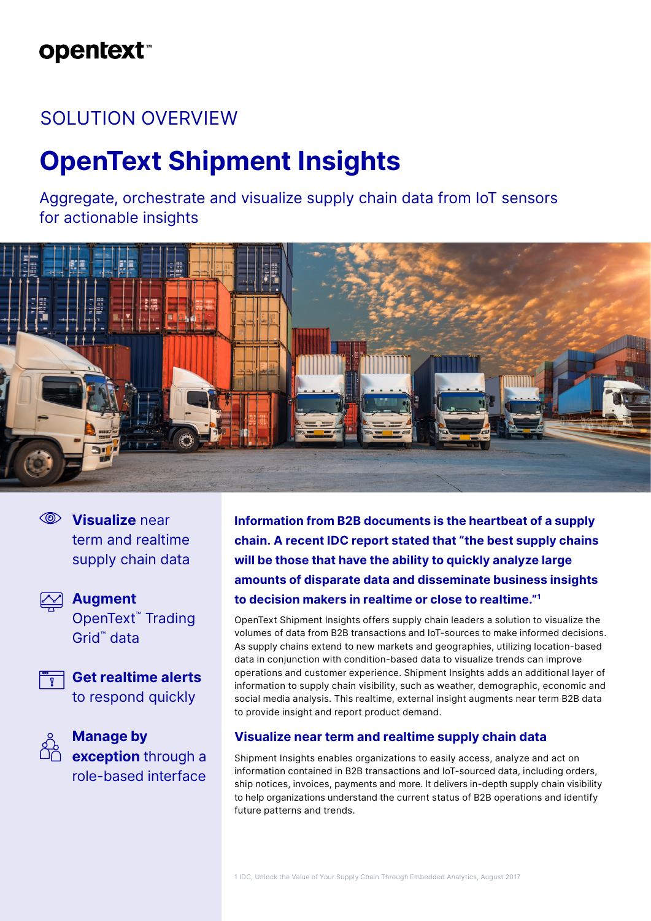opentext™

SOLUTION OVERVIEW

# OpenText Shipment Insights

Aggregate, orchestrate and visualize supply chain data from IoT sensors for actionable insights

- **Visualize** near term and realtime supply chain data
- **Augment** OpenText™ Trading Grid™ data
- **Get realtime alerts** to respond quickly
- **Manage by exception** through a role-based interface

**Information from B2B documents is the heartbeat of a supply chain. A recent IDC report stated that "the best supply chains will be those that have the ability to quickly analyze large amounts of disparate data and disseminate business insights to decision makers in realtime or close to realtime."[1]**

OpenText Shipment Insights offers supply chain leaders a solution to visualize the volumes of data from B2B transactions and IoT-sources to make informed decisions. As supply chains extend to new markets and geographies, utilizing location-based data in conjunction with condition-based data to visualize trends can improve operations and customer experience. Shipment Insights adds an additional layer of information to supply chain visibility, such as weather, demographic, economic and social media analysis. This realtime, external insight augments near term B2B data to provide insight and report product demand.

## Visualize near term and realtime supply chain data

Shipment Insights enables organizations to easily access, analyze and act on information contained in B2B transactions and IoT-sourced data, including orders, ship notices, invoices, payments and more. It delivers in-depth supply chain visibility to help organizations understand the current status of B2B operations and identify future patterns and trends.

1 IDC, Unlock the Value of Your Supply Chain Through Embedded Analytics, August 2017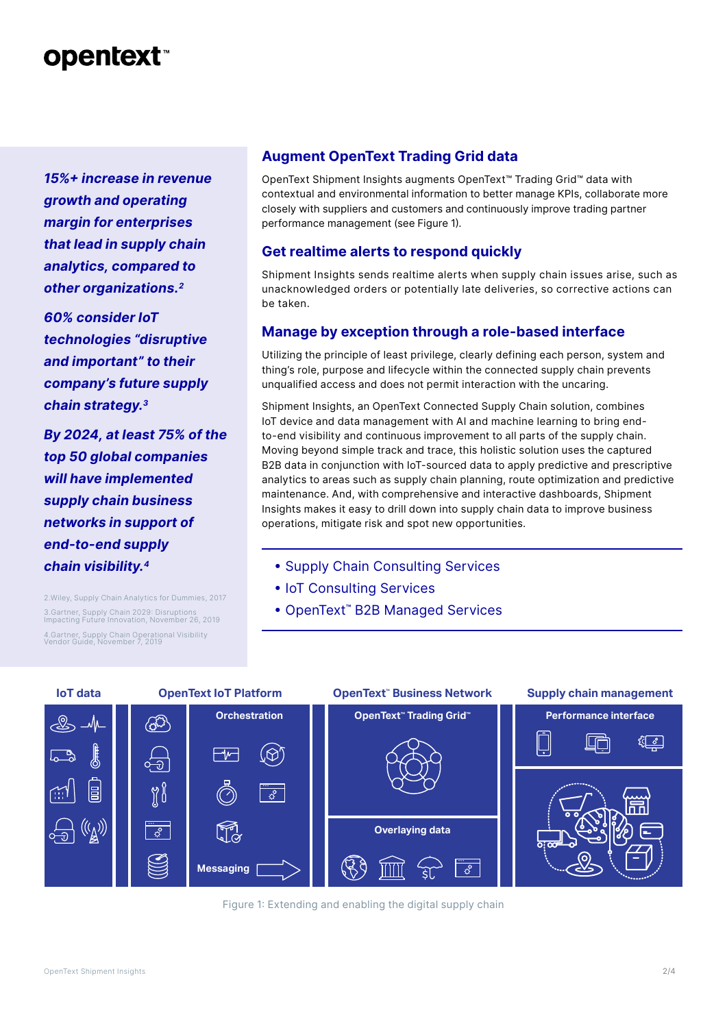*15%+ increase in revenue growth and operating margin for enterprises that lead in supply chain analytics, compared to other organizations.*[2]

*60% consider IoT technologies "disruptive and important" to their company's future supply chain strategy.*[3]

*By 2024, at least 75% of the top 50 global companies will have implemented supply chain business networks in support of end-to-end supply chain visibility.*[4]

2.Wiley, Supply Chain Analytics for Dummies, 2017

3.Gartner, Supply Chain 2029: Disruptions Impacting Future Innovation, November 26, 2019

4.Gartner, Supply Chain Operational Visibility Vendor Guide, November 7, 2019

## Augment OpenText Trading Grid data

OpenText Shipment Insights augments OpenText™ Trading Grid™ data with contextual and environmental information to better manage KPIs, collaborate more closely with suppliers and customers and continuously improve trading partner performance management (see Figure 1).

## Get realtime alerts to respond quickly

Shipment Insights sends realtime alerts when supply chain issues arise, such as unacknowledged orders or potentially late deliveries, so corrective actions can be taken.

## Manage by exception through a role-based interface

Utilizing the principle of least privilege, clearly defining each person, system and thing's role, purpose and lifecycle within the connected supply chain prevents unqualified access and does not permit interaction with the uncaring.

Shipment Insights, an OpenText Connected Supply Chain solution, combines IoT device and data management with AI and machine learning to bring end-to-end visibility and continuous improvement to all parts of the supply chain. Moving beyond simple track and trace, this holistic solution uses the captured B2B data in conjunction with IoT-sourced data to apply predictive and prescriptive analytics to areas such as supply chain planning, route optimization and predictive maintenance. And, with comprehensive and interactive dashboards, Shipment Insights makes it easy to drill down into supply chain data to improve business operations, mitigate risk and spot new opportunities.

- Supply Chain Consulting Services
- IoT Consulting Services
- OpenText™ B2B Managed Services

IoT data | OpenText IoT Platform | OpenText™ Business Network | Supply chain management

Orchestration | Messaging | OpenText™ Trading Grid™ | Overlaying data | Performance interface

Figure 1: Extending and enabling the digital supply chain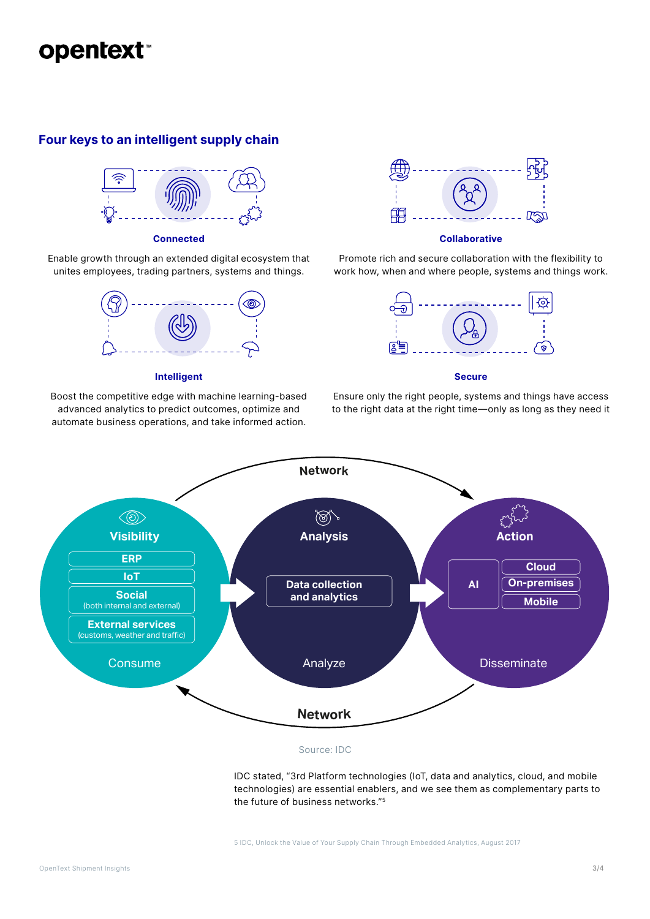## Four keys to an intelligent supply chain

**Connected**

Enable growth through an extended digital ecosystem that unites employees, trading partners, systems and things.

**Collaborative**

Promote rich and secure collaboration with the flexibility to work how, when and where people, systems and things work.

**Intelligent**

Boost the competitive edge with machine learning-based advanced analytics to predict outcomes, optimize and automate business operations, and take informed action.

**Secure**

Ensure only the right people, systems and things have access to the right data at the right time—only as long as they need it

Network

**Visibility**

- ERP
- IoT
- Social (both internal and external)
- External services (customs, weather and traffic)

Consume

**Analysis**

- Data collection and analytics

Analyze

**Action**

- AI
- Cloud
- On-premises
- Mobile

Disseminate

Network

Source: IDC

IDC stated, "3rd Platform technologies (IoT, data and analytics, cloud, and mobile technologies) are essential enablers, and we see them as complementary parts to the future of business networks."[5]

5 IDC, Unlock the Value of Your Supply Chain Through Embedded Analytics, August 2017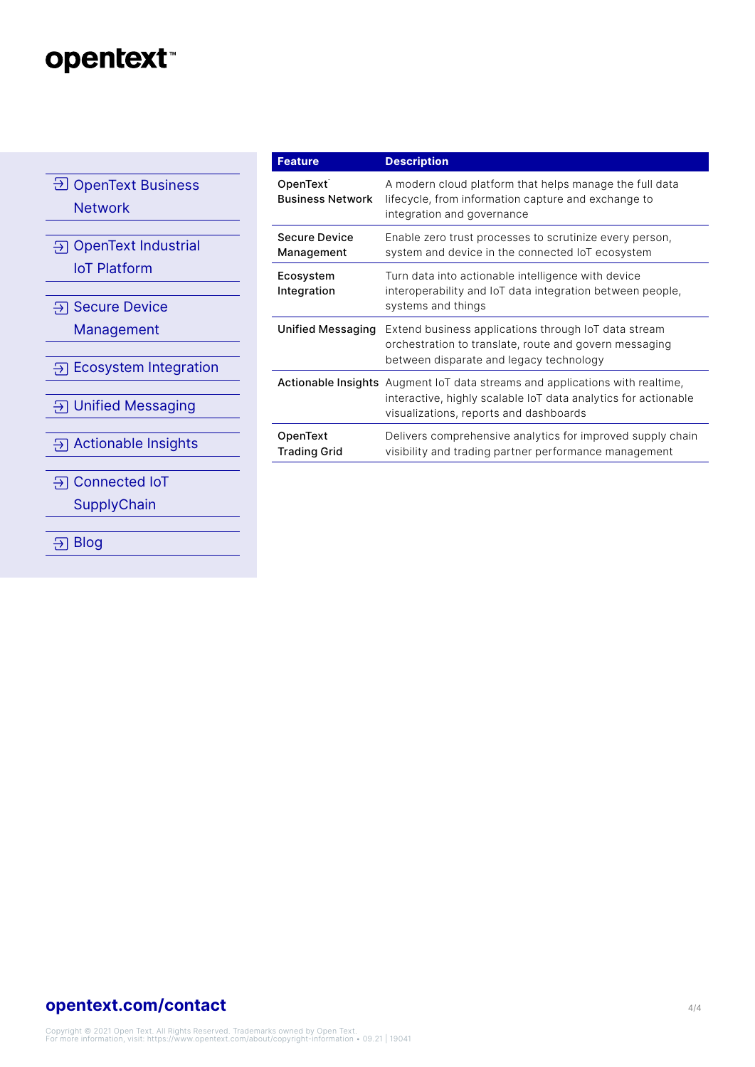opentext™

- OpenText Business Network
- OpenText Industrial IoT Platform
- Secure Device Management
- Ecosystem Integration
- Unified Messaging
- Actionable Insights
- Connected IoT SupplyChain
- Blog

| Feature | Description |
|---|---|
| OpenText Business Network | A modern cloud platform that helps manage the full data lifecycle, from information capture and exchange to integration and governance |
| Secure Device Management | Enable zero trust processes to scrutinize every person, system and device in the connected IoT ecosystem |
| Ecosystem Integration | Turn data into actionable intelligence with device interoperability and IoT data integration between people, systems and things |
| Unified Messaging | Extend business applications through IoT data stream orchestration to translate, route and govern messaging between disparate and legacy technology |
| Actionable Insights | Augment IoT data streams and applications with realtime, interactive, highly scalable IoT data analytics for actionable visualizations, reports and dashboards |
| OpenText Trading Grid | Delivers comprehensive analytics for improved supply chain visibility and trading partner performance management |

**opentext.com/contact**

Copyright © 2021 Open Text. All Rights Reserved. Trademarks owned by Open Text.
For more information, visit: https://www.opentext.com/about/copyright-information • 09.21 | 19041